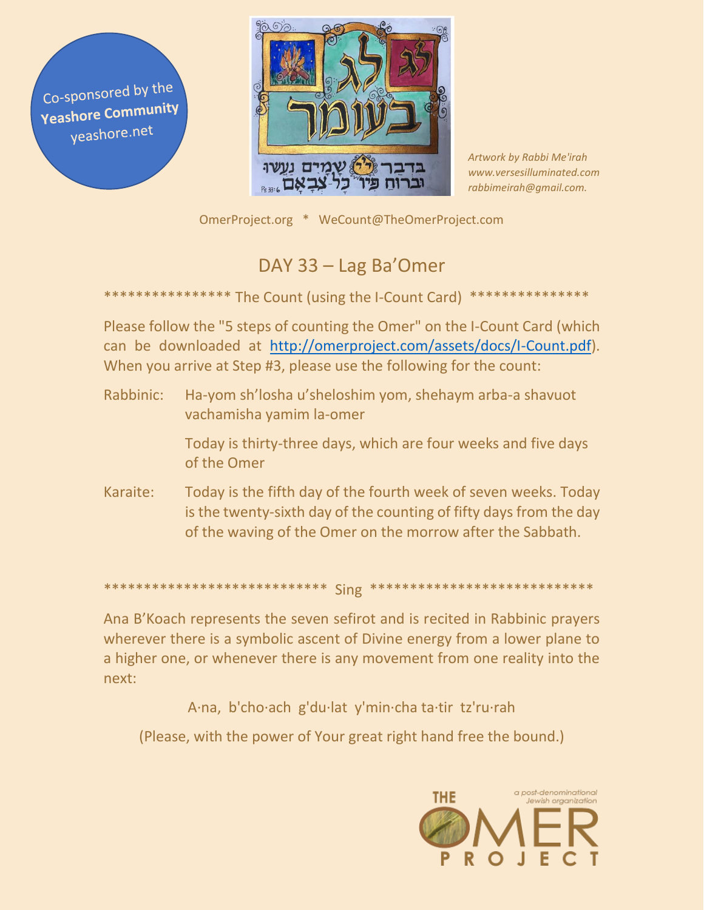Co-sponsored by the **Yeashore Community** yeashore.net

*Artwork by Rabbi Me'irah*
*www.versesilluminated.com*
*rabbimeirah@gmail.com.*

OmerProject.org * WeCount@TheOmerProject.com

## DAY 33 – Lag Ba'Omer

*************** The Count (using the I-Count Card) ***************

Please follow the "5 steps of counting the Omer" on the I-Count Card (which can be downloaded at [http://omerproject.com/assets/docs/I-Count.pdf](http://omerproject.com/assets/docs/I-Count.pdf)). When you arrive at Step #3, please use the following for the count:

Rabbinic: Ha-yom sh'losha u'sheloshim yom, shehaym arba-a shavuot vachamisha yamim la-omer

Today is thirty-three days, which are four weeks and five days of the Omer

Karaite: Today is the fifth day of the fourth week of seven weeks. Today is the twenty-sixth day of the counting of fifty days from the day of the waving of the Omer on the morrow after the Sabbath.

*************************** Sing ***************************

Ana B'Koach represents the seven sefirot and is recited in Rabbinic prayers wherever there is a symbolic ascent of Divine energy from a lower plane to a higher one, or whenever there is any movement from one reality into the next:

A·na, b'cho·ach g'du·lat y'min·cha ta·tir tz'ru·rah

(Please, with the power of Your great right hand free the bound.)

THE OMER PROJECT
a post-denominational Jewish organization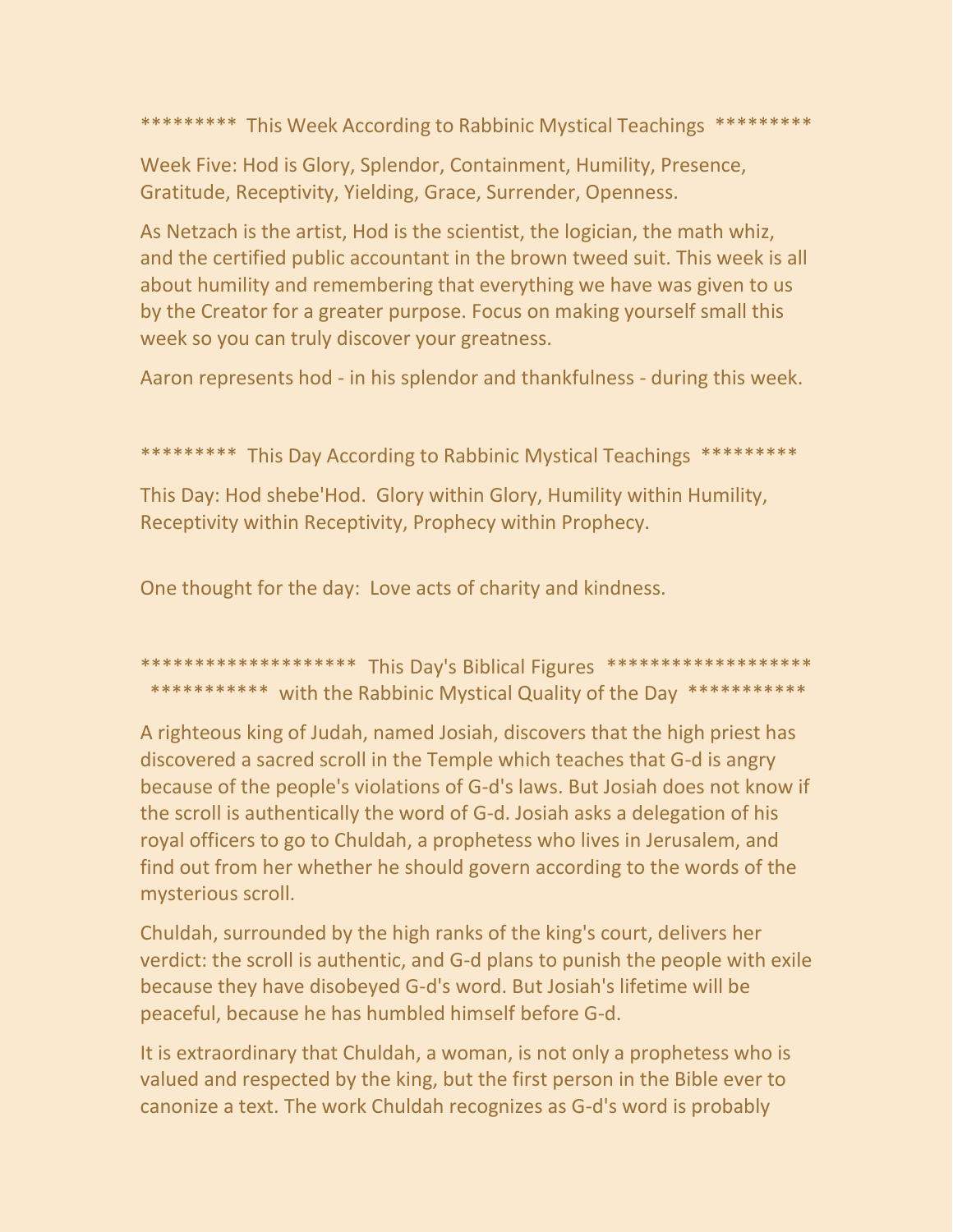********* This Week According to Rabbinic Mystical Teachings *********

Week Five: Hod is Glory, Splendor, Containment, Humility, Presence, Gratitude, Receptivity, Yielding, Grace, Surrender, Openness.

As Netzach is the artist, Hod is the scientist, the logician, the math whiz, and the certified public accountant in the brown tweed suit. This week is all about humility and remembering that everything we have was given to us by the Creator for a greater purpose. Focus on making yourself small this week so you can truly discover your greatness.

Aaron represents hod - in his splendor and thankfulness - during this week.

********* This Day According to Rabbinic Mystical Teachings *********

This Day: Hod shebe'Hod. Glory within Glory, Humility within Humility, Receptivity within Receptivity, Prophecy within Prophecy.

One thought for the day: Love acts of charity and kindness.

******************* This Day's Biblical Figures *******************
*********** with the Rabbinic Mystical Quality of the Day ***********

A righteous king of Judah, named Josiah, discovers that the high priest has discovered a sacred scroll in the Temple which teaches that G-d is angry because of the people's violations of G-d's laws. But Josiah does not know if the scroll is authentically the word of G-d. Josiah asks a delegation of his royal officers to go to Chuldah, a prophetess who lives in Jerusalem, and find out from her whether he should govern according to the words of the mysterious scroll.

Chuldah, surrounded by the high ranks of the king's court, delivers her verdict: the scroll is authentic, and G-d plans to punish the people with exile because they have disobeyed G-d's word. But Josiah's lifetime will be peaceful, because he has humbled himself before G-d.

It is extraordinary that Chuldah, a woman, is not only a prophetess who is valued and respected by the king, but the first person in the Bible ever to canonize a text. The work Chuldah recognizes as G-d's word is probably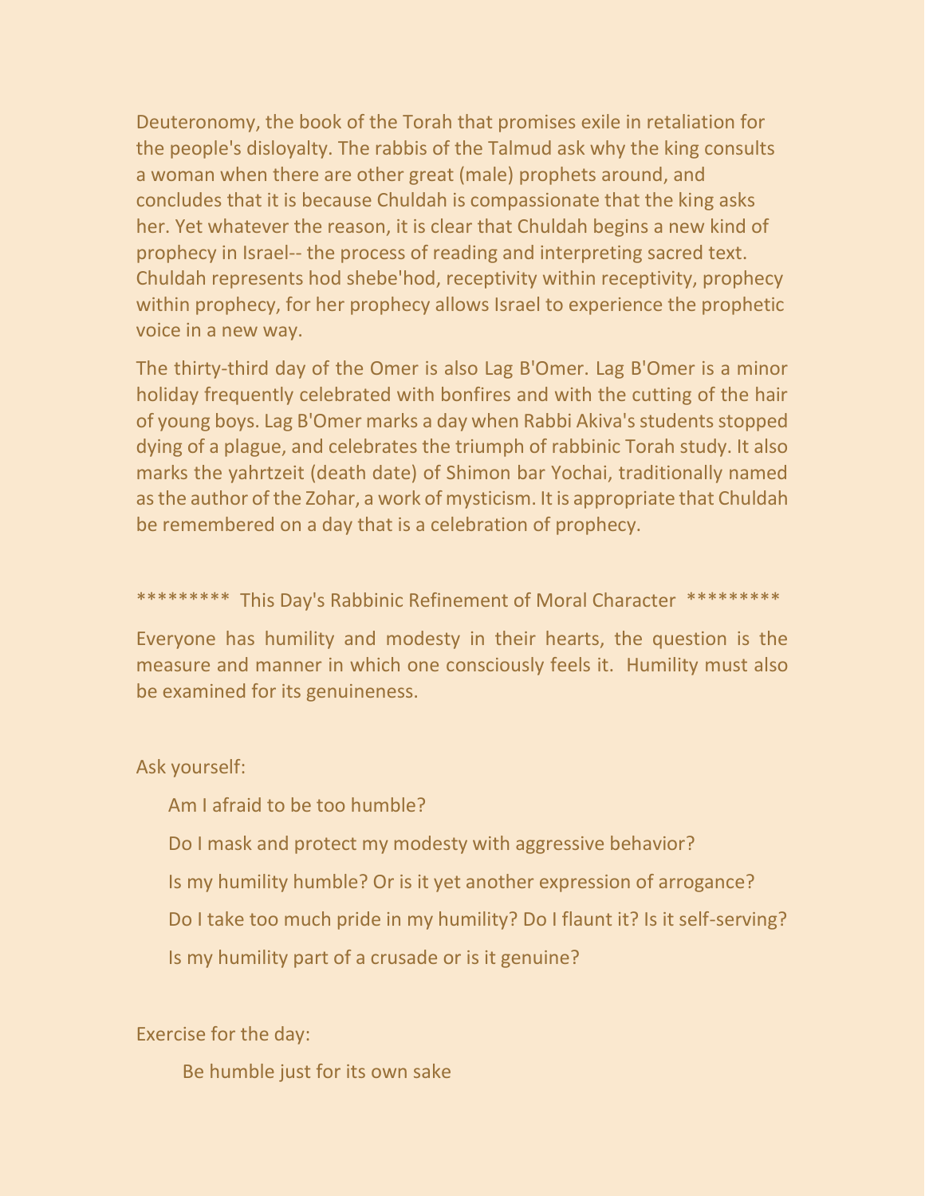Deuteronomy, the book of the Torah that promises exile in retaliation for the people's disloyalty. The rabbis of the Talmud ask why the king consults a woman when there are other great (male) prophets around, and concludes that it is because Chuldah is compassionate that the king asks her. Yet whatever the reason, it is clear that Chuldah begins a new kind of prophecy in Israel-- the process of reading and interpreting sacred text. Chuldah represents hod shebe'hod, receptivity within receptivity, prophecy within prophecy, for her prophecy allows Israel to experience the prophetic voice in a new way.

The thirty-third day of the Omer is also Lag B'Omer. Lag B'Omer is a minor holiday frequently celebrated with bonfires and with the cutting of the hair of young boys. Lag B'Omer marks a day when Rabbi Akiva's students stopped dying of a plague, and celebrates the triumph of rabbinic Torah study. It also marks the yahrtzeit (death date) of Shimon bar Yochai, traditionally named as the author of the Zohar, a work of mysticism. It is appropriate that Chuldah be remembered on a day that is a celebration of prophecy.

********* This Day's Rabbinic Refinement of Moral Character *********

Everyone has humility and modesty in their hearts, the question is the measure and manner in which one consciously feels it. Humility must also be examined for its genuineness.

Ask yourself:

- Am I afraid to be too humble?
- Do I mask and protect my modesty with aggressive behavior?
- Is my humility humble? Or is it yet another expression of arrogance?
- Do I take too much pride in my humility? Do I flaunt it? Is it self-serving?
- Is my humility part of a crusade or is it genuine?

Exercise for the day:

Be humble just for its own sake